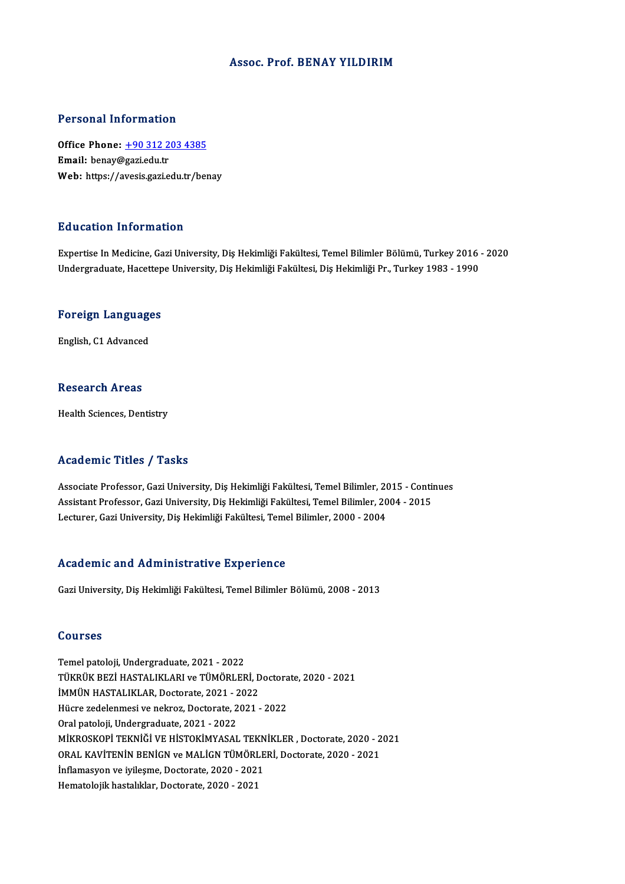# Assoc. Prof. BENAY YILDIRIM

## Personal Information

**Office Phone:** +90 312 203 4385
**Email:** benay@gazi.edu.tr
**Web:** https://avesis.gazi.edu.tr/benay

## Education Information

Expertise In Medicine, Gazi University, Diş Hekimliği Fakültesi, Temel Bilimler Bölümü, Turkey 2016 - 2020
Undergraduate, Hacettepe University, Diş Hekimliği Fakültesi, Diş Hekimliği Pr., Turkey 1983 - 1990

## Foreign Languages

English, C1 Advanced

## Research Areas

Health Sciences, Dentistry

## Academic Titles / Tasks

Associate Professor, Gazi University, Diş Hekimliği Fakültesi, Temel Bilimler, 2015 - Continues
Assistant Professor, Gazi University, Diş Hekimliği Fakültesi, Temel Bilimler, 2004 - 2015
Lecturer, Gazi University, Diş Hekimliği Fakültesi, Temel Bilimler, 2000 - 2004

## Academic and Administrative Experience

Gazi University, Diş Hekimliği Fakültesi, Temel Bilimler Bölümü, 2008 - 2013

## Courses

Temel patoloji, Undergraduate, 2021 - 2022
TÜKRÜK BEZİ HASTALIKLARI ve TÜMÖRLERİ, Doctorate, 2020 - 2021
İMMÜN HASTALIKLAR, Doctorate, 2021 - 2022
Hücre zedelenmesi ve nekroz, Doctorate, 2021 - 2022
Oral patoloji, Undergraduate, 2021 - 2022
MİKROSKOPİ TEKNİĞİ VE HİSTOKİMYASAL TEKNİKLER , Doctorate, 2020 - 2021
ORAL KAVİTENİN BENİGN ve MALİGN TÜMÖRLERİ, Doctorate, 2020 - 2021
İnflamasyon ve iyileşme, Doctorate, 2020 - 2021
Hematolojik hastalıklar, Doctorate, 2020 - 2021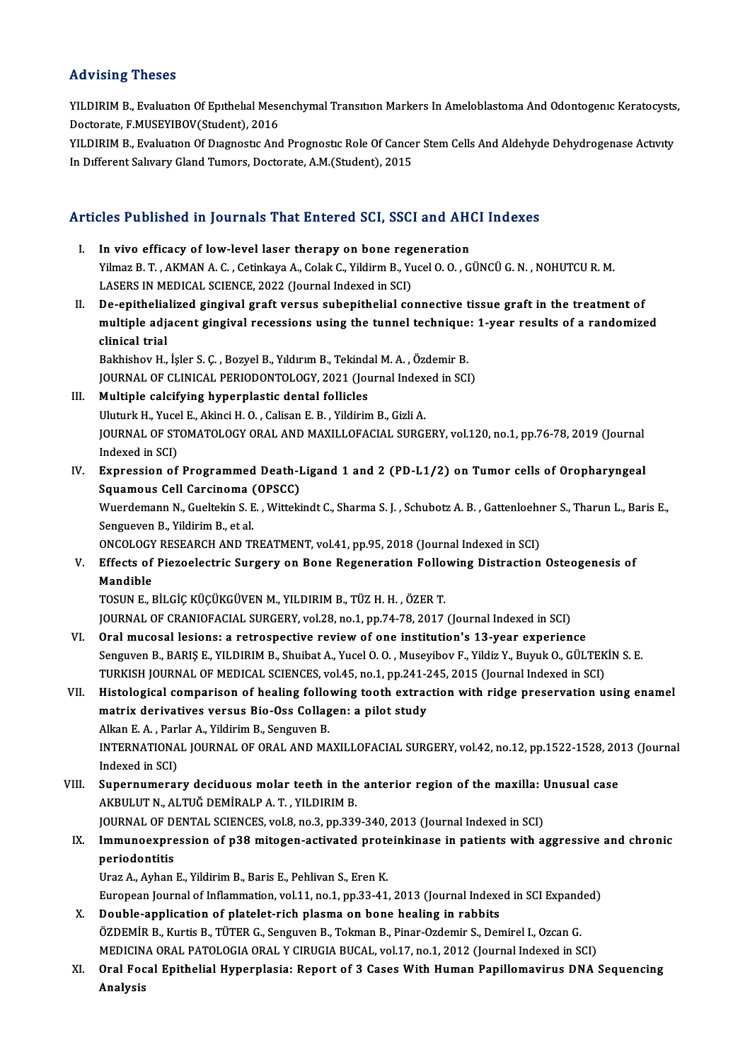## Advising Theses

YILDIRIM B., Evaluatıon Of Epıthelıal Mesenchymal Transıtıon Markers In Ameloblastoma And Odontogenıc Keratocysts, Doctorate, F.MUSEYIBOV(Student), 2016

YILDIRIM B., Evaluatıon Of Dıagnostıc And Prognostıc Role Of Cancer Stem Cells And Aldehyde Dehydrogenase Actıvıty In Dıfferent Salıvary Gland Tumors, Doctorate, A.M.(Student), 2015

## Articles Published in Journals That Entered SCI, SSCI and AHCI Indexes

I. **In vivo efficacy of low-level laser therapy on bone regeneration**
Yilmaz B. T. , AKMAN A. C. , Cetinkaya A., Colak C., Yildirm B., Yucel O. O. , GÜNCÜ G. N. , NOHUTCU R. M.
LASERS IN MEDICAL SCIENCE, 2022 (Journal Indexed in SCI)

II. **De-epithelialized gingival graft versus subepithelial connective tissue graft in the treatment of multiple adjacent gingival recessions using the tunnel technique: 1-year results of a randomized clinical trial**
Bakhishov H., İşler S. Ç. , Bozyel B., Yıldırım B., Tekindal M. A. , Özdemir B.
JOURNAL OF CLINICAL PERIODONTOLOGY, 2021 (Journal Indexed in SCI)

III. **Multiple calcifying hyperplastic dental follicles**
Uluturk H., Yucel E., Akinci H. O. , Calisan E. B. , Yildirim B., Gizli A.
JOURNAL OF STOMATOLOGY ORAL AND MAXILLOFACIAL SURGERY, vol.120, no.1, pp.76-78, 2019 (Journal Indexed in SCI)

IV. **Expression of Programmed Death-Ligand 1 and 2 (PD-L1/2) on Tumor cells of Oropharyngeal Squamous Cell Carcinoma (OPSCC)**
Wuerdemann N., Gueltekin S. E. , Wittekindt C., Sharma S. J. , Schubotz A. B. , Gattenloehner S., Tharun L., Baris E., Sengueven B., Yildirim B., et al.
ONCOLOGY RESEARCH AND TREATMENT, vol.41, pp.95, 2018 (Journal Indexed in SCI)

V. **Effects of Piezoelectric Surgery on Bone Regeneration Following Distraction Osteogenesis of Mandible**
TOSUN E., BİLGİÇ KÜÇÜKGÜVEN M., YILDIRIM B., TÜZ H. H. , ÖZER T.
JOURNAL OF CRANIOFACIAL SURGERY, vol.28, no.1, pp.74-78, 2017 (Journal Indexed in SCI)

VI. **Oral mucosal lesions: a retrospective review of one institution's 13-year experience**
Senguven B., BARIŞ E., YILDIRIM B., Shuibat A., Yucel O. O. , Museyibov F., Yildiz Y., Buyuk O., GÜLTEKİN S. E.
TURKISH JOURNAL OF MEDICAL SCIENCES, vol.45, no.1, pp.241-245, 2015 (Journal Indexed in SCI)

VII. **Histological comparison of healing following tooth extraction with ridge preservation using enamel matrix derivatives versus Bio-Oss Collagen: a pilot study**
Alkan E. A. , Parlar A., Yildirim B., Senguven B.
INTERNATIONAL JOURNAL OF ORAL AND MAXILLOFACIAL SURGERY, vol.42, no.12, pp.1522-1528, 2013 (Journal Indexed in SCI)

VIII. **Supernumerary deciduous molar teeth in the anterior region of the maxilla: Unusual case**
AKBULUT N., ALTUĞ DEMİRALP A. T. , YILDIRIM B.
JOURNAL OF DENTAL SCIENCES, vol.8, no.3, pp.339-340, 2013 (Journal Indexed in SCI)

IX. **Immunoexpression of p38 mitogen-activated proteinkinase in patients with aggressive and chronic periodontitis**
Uraz A., Ayhan E., Yildirim B., Baris E., Pehlivan S., Eren K.
European Journal of Inflammation, vol.11, no.1, pp.33-41, 2013 (Journal Indexed in SCI Expanded)

X. **Double-application of platelet-rich plasma on bone healing in rabbits**
ÖZDEMİR B., Kurtis B., TÜTER G., Senguven B., Tokman B., Pinar-Ozdemir S., Demirel I., Ozcan G.
MEDICINA ORAL PATOLOGIA ORAL Y CIRUGIA BUCAL, vol.17, no.1, 2012 (Journal Indexed in SCI)

XI. **Oral Focal Epithelial Hyperplasia: Report of 3 Cases With Human Papillomavirus DNA Sequencing Analysis**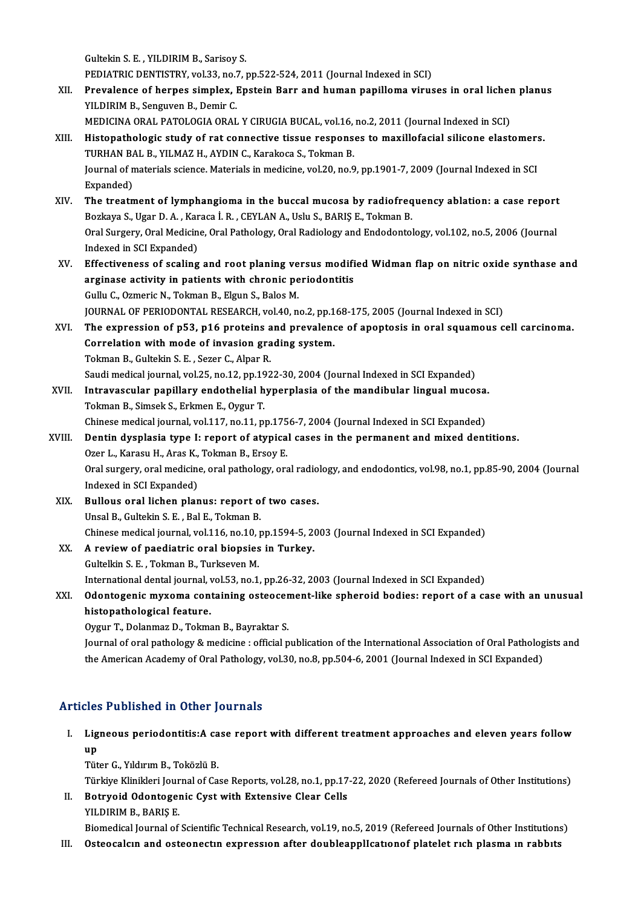Gultekin S. E. , YILDIRIM B., Sarisoy S.
PEDIATRIC DENTISTRY, vol.33, no.7, pp.522-524, 2011 (Journal Indexed in SCI)

XII. **Prevalence of herpes simplex, Epstein Barr and human papilloma viruses in oral lichen planus**
YILDIRIM B., Senguven B., Demir C.
MEDICINA ORAL PATOLOGIA ORAL Y CIRUGIA BUCAL, vol.16, no.2, 2011 (Journal Indexed in SCI)

XIII. **Histopathologic study of rat connective tissue responses to maxillofacial silicone elastomers.**
TURHAN BAL B., YILMAZ H., AYDIN C., Karakoca S., Tokman B.
Journal of materials science. Materials in medicine, vol.20, no.9, pp.1901-7, 2009 (Journal Indexed in SCI Expanded)

XIV. **The treatment of lymphangioma in the buccal mucosa by radiofrequency ablation: a case report**
Bozkaya S., Ugar D. A. , Karaca İ. R. , CEYLAN A., Uslu S., BARIŞ E., Tokman B.
Oral Surgery, Oral Medicine, Oral Pathology, Oral Radiology and Endodontology, vol.102, no.5, 2006 (Journal Indexed in SCI Expanded)

XV. **Effectiveness of scaling and root planing versus modified Widman flap on nitric oxide synthase and arginase activity in patients with chronic periodontitis**
Gullu C., Ozmeric N., Tokman B., Elgun S., Balos M.
JOURNAL OF PERIODONTAL RESEARCH, vol.40, no.2, pp.168-175, 2005 (Journal Indexed in SCI)

XVI. **The expression of p53, p16 proteins and prevalence of apoptosis in oral squamous cell carcinoma. Correlation with mode of invasion grading system.**
Tokman B., Gultekin S. E. , Sezer C., Alpar R.
Saudi medical journal, vol.25, no.12, pp.1922-30, 2004 (Journal Indexed in SCI Expanded)

XVII. **Intravascular papillary endothelial hyperplasia of the mandibular lingual mucosa.**
Tokman B., Simsek S., Erkmen E., Oygur T.
Chinese medical journal, vol.117, no.11, pp.1756-7, 2004 (Journal Indexed in SCI Expanded)

XVIII. **Dentin dysplasia type I: report of atypical cases in the permanent and mixed dentitions.**
Ozer L., Karasu H., Aras K., Tokman B., Ersoy E.
Oral surgery, oral medicine, oral pathology, oral radiology, and endodontics, vol.98, no.1, pp.85-90, 2004 (Journal Indexed in SCI Expanded)

XIX. **Bullous oral lichen planus: report of two cases.**
Unsal B., Gultekin S. E. , Bal E., Tokman B.
Chinese medical journal, vol.116, no.10, pp.1594-5, 2003 (Journal Indexed in SCI Expanded)

XX. **A review of paediatric oral biopsies in Turkey.**
Gultelkin S. E. , Tokman B., Turkseven M.
International dental journal, vol.53, no.1, pp.26-32, 2003 (Journal Indexed in SCI Expanded)

XXI. **Odontogenic myxoma containing osteocement-like spheroid bodies: report of a case with an unusual histopathological feature.**
Oygur T., Dolanmaz D., Tokman B., Bayraktar S.
Journal of oral pathology & medicine : official publication of the International Association of Oral Pathologists and the American Academy of Oral Pathology, vol.30, no.8, pp.504-6, 2001 (Journal Indexed in SCI Expanded)

## Articles Published in Other Journals

I. **Ligneous periodontitis:A case report with different treatment approaches and eleven years follow up**
Tüter G., Yıldırım B., Toközlü B.
Türkiye Klinikleri Journal of Case Reports, vol.28, no.1, pp.17-22, 2020 (Refereed Journals of Other Institutions)

II. **Botryoid Odontogenic Cyst with Extensive Clear Cells**
YILDIRIM B., BARIŞ E.
Biomedical Journal of Scientific Technical Research, vol.19, no.5, 2019 (Refereed Journals of Other Institutions)

III. **Osteocalcın and osteonectın expressıon after doubleapplIcatıonof platelet rıch plasma ın rabbıts**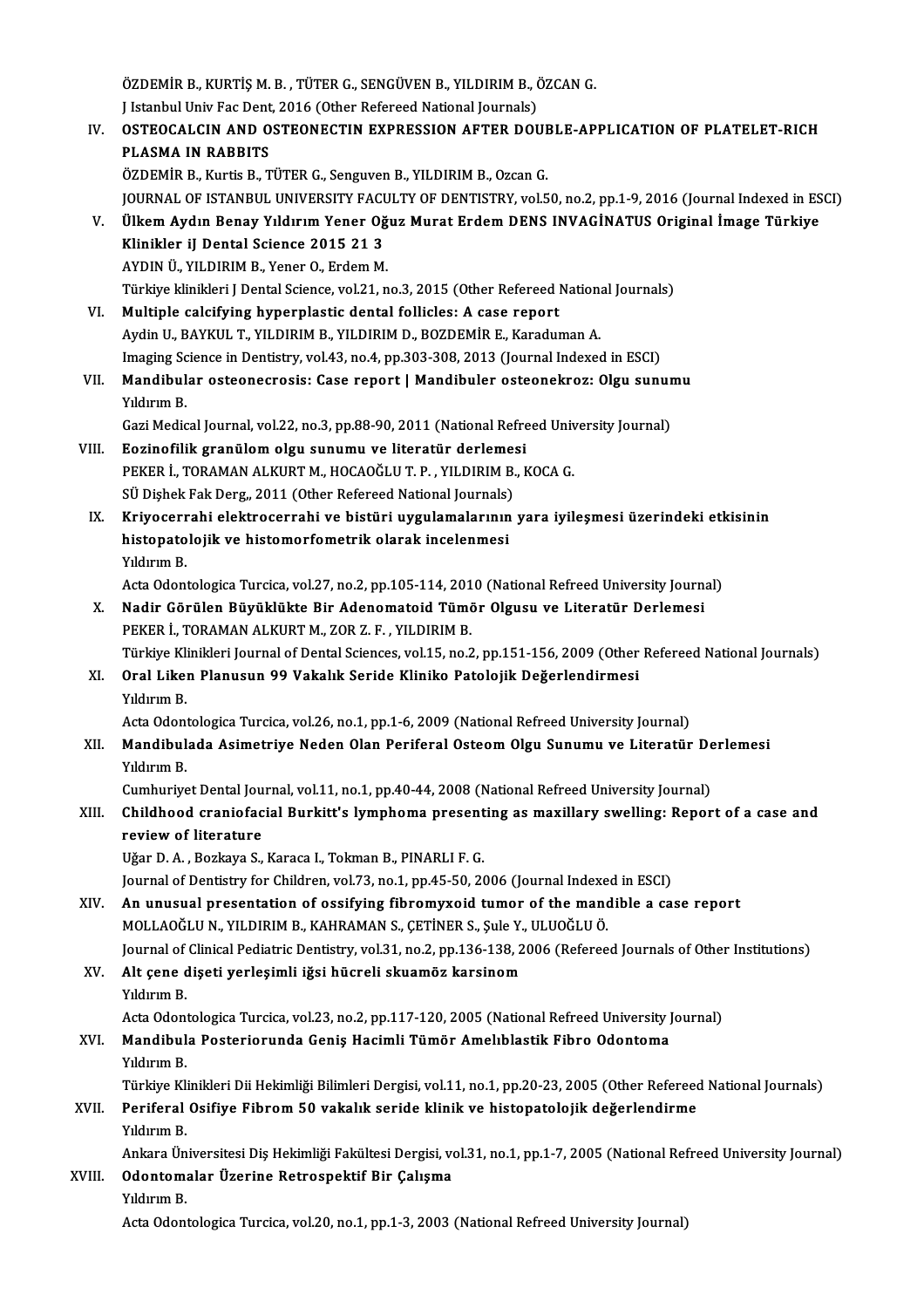ÖZDEMİR B., KURTİŞ M. B. , TÜTER G., SENGÜVEN B., YILDIRIM B., ÖZCAN G.
J Istanbul Univ Fac Dent, 2016 (Other Refereed National Journals)

IV. **OSTEOCALCIN AND OSTEONECTIN EXPRESSION AFTER DOUBLE-APPLICATION OF PLATELET-RICH PLASMA IN RABBITS**
ÖZDEMİR B., Kurtis B., TÜTER G., Senguven B., YILDIRIM B., Ozcan G.
JOURNAL OF ISTANBUL UNIVERSITY FACULTY OF DENTISTRY, vol.50, no.2, pp.1-9, 2016 (Journal Indexed in ESCI)

V. **Ülkem Aydın Benay Yıldırım Yener Oğuz Murat Erdem DENS INVAGİNATUS Original İmage Türkiye Klinikler iJ Dental Science 2015 21 3**
AYDIN Ü., YILDIRIM B., Yener O., Erdem M.
Türkiye klinikleri J Dental Science, vol.21, no.3, 2015 (Other Refereed National Journals)

VI. **Multiple calcifying hyperplastic dental follicles: A case report**
Aydin U., BAYKUL T., YILDIRIM B., YILDIRIM D., BOZDEMİR E., Karaduman A.
Imaging Science in Dentistry, vol.43, no.4, pp.303-308, 2013 (Journal Indexed in ESCI)

VII. **Mandibular osteonecrosis: Case report | Mandibuler osteonekroz: Olgu sunumu**
Yıldırım B.
Gazi Medical Journal, vol.22, no.3, pp.88-90, 2011 (National Refreed University Journal)

VIII. **Eozinofilik granülom olgu sunumu ve literatür derlemesi**
PEKER İ., TORAMAN ALKURT M., HOCAOĞLU T. P. , YILDIRIM B., KOCA G.
SÜ Dişhek Fak Derg,, 2011 (Other Refereed National Journals)

IX. **Kriyocerrahi elektrocerrahi ve bistüri uygulamalarının yara iyileşmesi üzerindeki etkisinin histopatolojik ve histomorfometrik olarak incelenmesi**
Yıldırım B.
Acta Odontologica Turcica, vol.27, no.2, pp.105-114, 2010 (National Refreed University Journal)

X. **Nadir Görülen Büyüklükte Bir Adenomatoid Tümör Olgusu ve Literatür Derlemesi**
PEKER İ., TORAMAN ALKURT M., ZOR Z. F. , YILDIRIM B.
Türkiye Klinikleri Journal of Dental Sciences, vol.15, no.2, pp.151-156, 2009 (Other Refereed National Journals)

XI. **Oral Liken Planusun 99 Vakalık Seride Kliniko Patolojik Değerlendirmesi**
Yıldırım B.
Acta Odontologica Turcica, vol.26, no.1, pp.1-6, 2009 (National Refreed University Journal)

XII. **Mandibulada Asimetriye Neden Olan Periferal Osteom Olgu Sunumu ve Literatür Derlemesi**
Yıldırım B.
Cumhuriyet Dental Journal, vol.11, no.1, pp.40-44, 2008 (National Refreed University Journal)

XIII. **Childhood craniofacial Burkitt's lymphoma presenting as maxillary swelling: Report of a case and review of literature**
Uğar D. A. , Bozkaya S., Karaca I., Tokman B., PINARLI F. G.
Journal of Dentistry for Children, vol.73, no.1, pp.45-50, 2006 (Journal Indexed in ESCI)

XIV. **An unusual presentation of ossifying fibromyxoid tumor of the mandible a case report**
MOLLAOĞLU N., YILDIRIM B., KAHRAMAN S., ÇETİNER S., Şule Y., ULUOĞLU Ö.
Journal of Clinical Pediatric Dentistry, vol.31, no.2, pp.136-138, 2006 (Refereed Journals of Other Institutions)

XV. **Alt çene dişeti yerleşimli iğsi hücreli skuamöz karsinom**
Yıldırım B.
Acta Odontologica Turcica, vol.23, no.2, pp.117-120, 2005 (National Refreed University Journal)

XVI. **Mandibula Posteriorunda Geniş Hacimli Tümör Amelıblastik Fibro Odontoma**
Yıldırım B.
Türkiye Klinikleri Dii Hekimliği Bilimleri Dergisi, vol.11, no.1, pp.20-23, 2005 (Other Refereed National Journals)

XVII. **Periferal Osifiye Fibrom 50 vakalık seride klinik ve histopatolojik değerlendirme**
Yıldırım B.
Ankara Üniversitesi Diş Hekimliği Fakültesi Dergisi, vol.31, no.1, pp.1-7, 2005 (National Refreed University Journal)

XVIII. **Odontomalar Üzerine Retrospektif Bir Çalışma**
Yıldırım B.
Acta Odontologica Turcica, vol.20, no.1, pp.1-3, 2003 (National Refreed University Journal)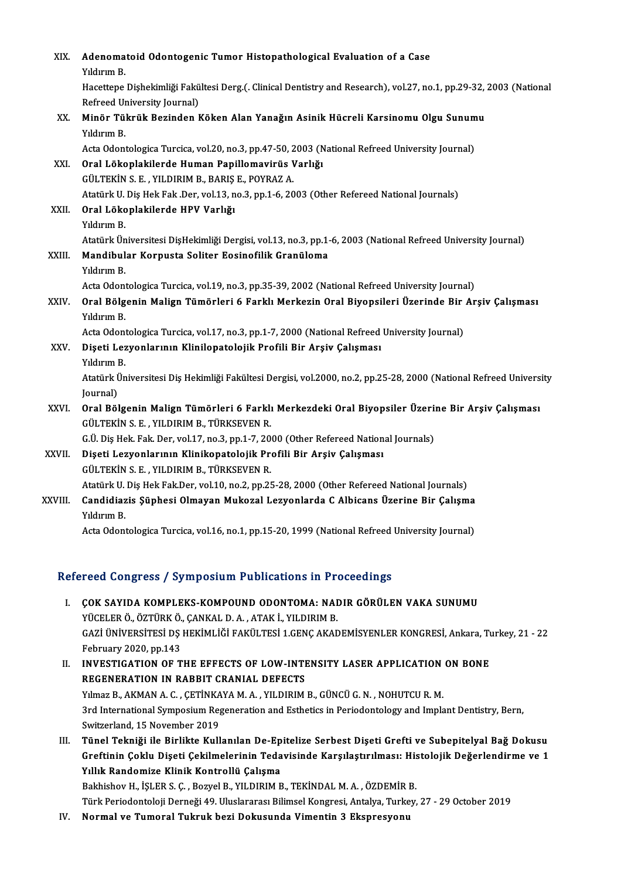XIX. **Adenomatoid Odontogenic Tumor Histopathological Evaluation of a Case**
Yıldırım B.
Hacettepe Dişhekimliği Fakültesi Derg.(. Clinical Dentistry and Research), vol.27, no.1, pp.29-32, 2003 (National Refreed University Journal)

XX. **Minör Tükrük Bezinden Köken Alan Yanağın Asinik Hücreli Karsinomu Olgu Sunumu**
Yıldırım B.
Acta Odontologica Turcica, vol.20, no.3, pp.47-50, 2003 (National Refreed University Journal)

XXI. **Oral Lökoplakilerde Human Papillomavirüs Varlığı**
GÜLTEKİN S. E. , YILDIRIM B., BARIŞ E., POYRAZ A.
Atatürk U. Diş Hek Fak .Der, vol.13, no.3, pp.1-6, 2003 (Other Refereed National Journals)

XXII. **Oral Lökoplakilerde HPV Varlığı**
Yıldırım B.
Atatürk Üniversitesi DişHekimliği Dergisi, vol.13, no.3, pp.1-6, 2003 (National Refreed University Journal)

XXIII. **Mandibular Korpusta Soliter Eosinofilik Granüloma**
Yıldırım B.
Acta Odontologica Turcica, vol.19, no.3, pp.35-39, 2002 (National Refreed University Journal)

XXIV. **Oral Bölgenin Malign Tümörleri 6 Farklı Merkezin Oral Biyopsileri Üzerinde Bir Arşiv Çalışması**
Yıldırım B.
Acta Odontologica Turcica, vol.17, no.3, pp.1-7, 2000 (National Refreed University Journal)

XXV. **Dişeti Lezyonlarının Klinilopatolojik Profili Bir Arşiv Çalışması**
Yıldırım B.
Atatürk Üniversitesi Diş Hekimliği Fakültesi Dergisi, vol.2000, no.2, pp.25-28, 2000 (National Refreed University Journal)

XXVI. **Oral Bölgenin Malign Tümörleri 6 Farklı Merkezdeki Oral Biyopsiler Üzerine Bir Arşiv Çalışması**
GÜLTEKİN S. E. , YILDIRIM B., TÜRKSEVEN R.
G.Ü. Diş Hek. Fak. Der, vol.17, no.3, pp.1-7, 2000 (Other Refereed National Journals)

XXVII. **Dişeti Lezyonlarının Klinikopatolojik Profili Bir Arşiv Çalışması**
GÜLTEKİN S. E. , YILDIRIM B., TÜRKSEVEN R.
Atatürk U. Diş Hek Fak.Der, vol.10, no.2, pp.25-28, 2000 (Other Refereed National Journals)

XXVIII. **Candidiazis Şüphesi Olmayan Mukozal Lezyonlarda C Albicans Üzerine Bir Çalışma**
Yıldırım B.
Acta Odontologica Turcica, vol.16, no.1, pp.15-20, 1999 (National Refreed University Journal)

## Refereed Congress / Symposium Publications in Proceedings

I. **ÇOK SAYIDA KOMPLEKS-KOMPOUND ODONTOMA: NADIR GÖRÜLEN VAKA SUNUMU**
YÜCELER Ö., ÖZTÜRK Ö., ÇANKAL D. A. , ATAK İ., YILDIRIM B.
GAZİ ÜNİVERSİTESİ DŞ HEKİMLİĞİ FAKÜLTESİ 1.GENÇ AKADEMİSYENLER KONGRESİ, Ankara, Turkey, 21 - 22 February 2020, pp.143

II. **INVESTIGATION OF THE EFFECTS OF LOW-INTENSITY LASER APPLICATION ON BONE REGENERATION IN RABBIT CRANIAL DEFECTS**
Yılmaz B., AKMAN A. C. , ÇETİNKAYA M. A. , YILDIRIM B., GÜNCÜ G. N. , NOHUTCU R. M.
3rd International Symposium Regeneration and Esthetics in Periodontology and Implant Dentistry, Bern, Switzerland, 15 November 2019

III. **Tünel Tekniği ile Birlikte Kullanılan De-Epitelize Serbest Dişeti Grefti ve Subepitelyal Bağ Dokusu Greftinin Çoklu Dişeti Çekilmelerinin Tedavisinde Karşılaştırılması: Histolojik Değerlendirme ve 1 Yıllık Randomize Klinik Kontrollü Çalışma**
Bakhishov H., İŞLER S. Ç. , Bozyel B., YILDIRIM B., TEKİNDAL M. A. , ÖZDEMİR B.
Türk Periodontoloji Derneği 49. Uluslararası Bilimsel Kongresi, Antalya, Turkey, 27 - 29 October 2019

IV. **Normal ve Tumoral Tukruk bezi Dokusunda Vimentin 3 Ekspresyonu**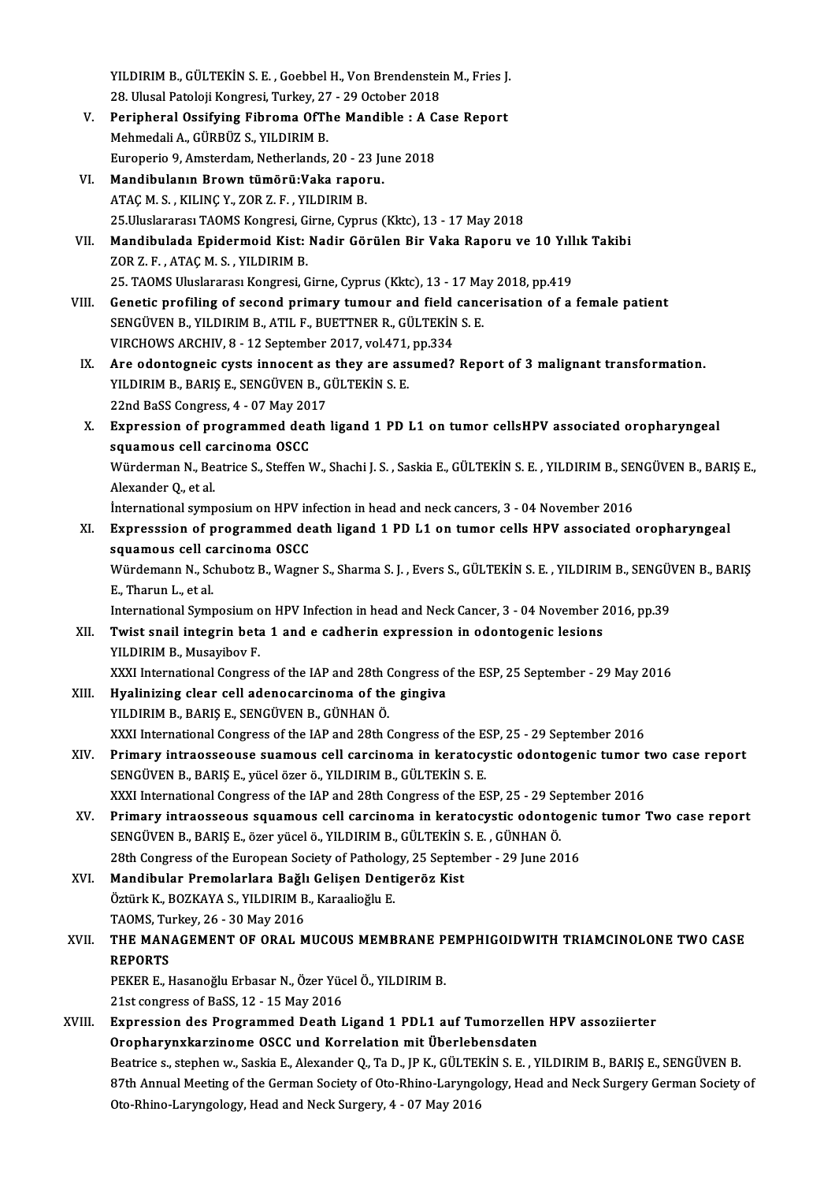YILDIRIM B., GÜLTEKİN S. E. , Goebbel H., Von Brendenstein M., Fries J.
28. Ulusal Patoloji Kongresi, Turkey, 27 - 29 October 2018

V. **Peripheral Ossifying Fibroma OfThe Mandible : A Case Report**
Mehmedali A., GÜRBÜZ S., YILDIRIM B.
Europerio 9, Amsterdam, Netherlands, 20 - 23 June 2018

VI. **Mandibulanın Brown tümörü:Vaka raporu.**
ATAÇ M. S. , KILINÇ Y., ZOR Z. F. , YILDIRIM B.
25.Uluslararası TAOMS Kongresi, Girne, Cyprus (Kktc), 13 - 17 May 2018

VII. **Mandibulada Epidermoid Kist: Nadir Görülen Bir Vaka Raporu ve 10 Yıllık Takibi**
ZOR Z. F. , ATAÇ M. S. , YILDIRIM B.
25. TAOMS Uluslararası Kongresi, Girne, Cyprus (Kktc), 13 - 17 May 2018, pp.419

VIII. **Genetic profiling of second primary tumour and field cancerisation of a female patient**
SENGÜVEN B., YILDIRIM B., ATIL F., BUETTNER R., GÜLTEKİN S. E.
VIRCHOWS ARCHIV, 8 - 12 September 2017, vol.471, pp.334

IX. **Are odontogneic cysts innocent as they are assumed? Report of 3 malignant transformation.**
YILDIRIM B., BARIŞ E., SENGÜVEN B., GÜLTEKİN S. E.
22nd BaSS Congress, 4 - 07 May 2017

X. **Expression of programmed death ligand 1 PD L1 on tumor cellsHPV associated oropharyngeal squamous cell carcinoma OSCC**
Würderman N., Beatrice S., Steffen W., Shachi J. S. , Saskia E., GÜLTEKİN S. E. , YILDIRIM B., SENGÜVEN B., BARIŞ E., Alexander Q., et al.
İnternational symposium on HPV infection in head and neck cancers, 3 - 04 November 2016

XI. **Expresssion of programmed death ligand 1 PD L1 on tumor cells HPV associated oropharyngeal squamous cell carcinoma OSCC**
Würdemann N., Schubotz B., Wagner S., Sharma S. J. , Evers S., GÜLTEKİN S. E. , YILDIRIM B., SENGÜVEN B., BARIŞ E., Tharun L., et al.
International Symposium on HPV Infection in head and Neck Cancer, 3 - 04 November 2016, pp.39

XII. **Twist snail integrin beta 1 and e cadherin expression in odontogenic lesions**
YILDIRIM B., Musayibov F.
XXXI International Congress of the IAP and 28th Congress of the ESP, 25 September - 29 May 2016

XIII. **Hyalinizing clear cell adenocarcinoma of the gingiva**
YILDIRIM B., BARIŞ E., SENGÜVEN B., GÜNHAN Ö.
XXXI International Congress of the IAP and 28th Congress of the ESP, 25 - 29 September 2016

XIV. **Primary intraosseouse suamous cell carcinoma in keratocystic odontogenic tumor two case report**
SENGÜVEN B., BARIŞ E., yücel özer ö., YILDIRIM B., GÜLTEKİN S. E.
XXXI International Congress of the IAP and 28th Congress of the ESP, 25 - 29 September 2016

XV. **Primary intraosseous squamous cell carcinoma in keratocystic odontogenic tumor Two case report**
SENGÜVEN B., BARIŞ E., özer yücel ö., YILDIRIM B., GÜLTEKİN S. E. , GÜNHAN Ö.
28th Congress of the European Society of Pathology, 25 September - 29 June 2016

XVI. **Mandibular Premolarlara Bağlı Gelişen Dentigeröz Kist**
Öztürk K., BOZKAYA S., YILDIRIM B., Karaalioğlu E.
TAOMS, Turkey, 26 - 30 May 2016

XVII. **THE MANAGEMENT OF ORAL MUCOUS MEMBRANE PEMPHIGOIDWITH TRIAMCINOLONE TWO CASE REPORTS**
PEKER E., Hasanoğlu Erbasar N., Özer Yücel Ö., YILDIRIM B.
21st congress of BaSS, 12 - 15 May 2016

XVIII. **Expression des Programmed Death Ligand 1 PDL1 auf Tumorzellen HPV assoziierter Oropharynxkarzinome OSCC und Korrelation mit Überlebensdaten**
Beatrice s., stephen w., Saskia E., Alexander Q., Ta D., JP K., GÜLTEKİN S. E. , YILDIRIM B., BARIŞ E., SENGÜVEN B.
87th Annual Meeting of the German Society of Oto-Rhino-Laryngology, Head and Neck Surgery German Society of Oto-Rhino-Laryngology, Head and Neck Surgery, 4 - 07 May 2016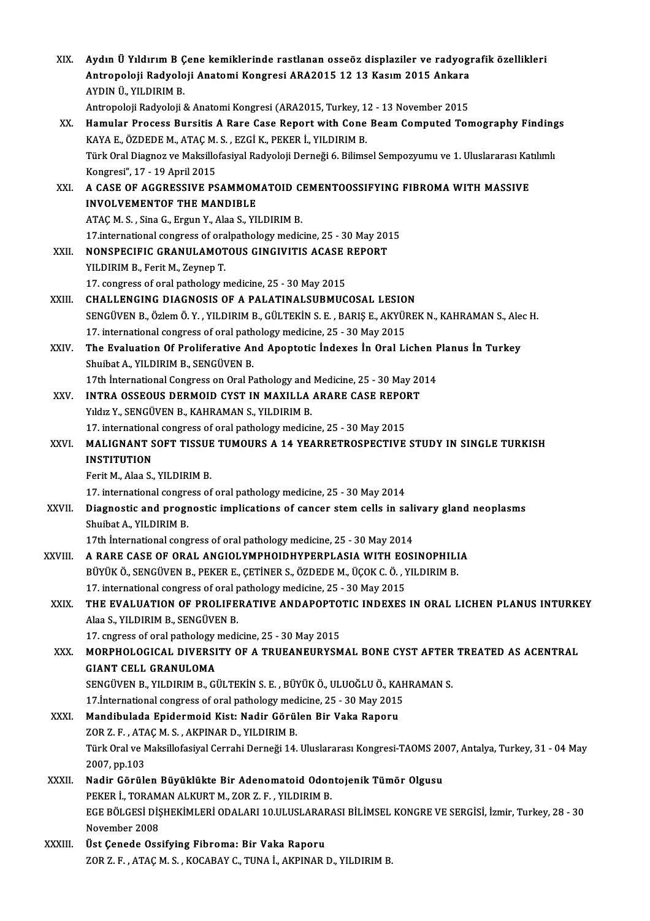XIX. **Aydın Ü Yıldırım B Çene kemiklerinde rastlanan osseöz displaziler ve radyografik özellikleri Antropoloji Radyoloji Anatomi Kongresi ARA2015 12 13 Kasım 2015 Ankara**
AYDIN Ü., YILDIRIM B.
Antropoloji Radyoloji & Anatomi Kongresi (ARA2015, Turkey, 12 - 13 November 2015

XX. **Hamular Process Bursitis A Rare Case Report with Cone Beam Computed Tomography Findings**
KAYA E., ÖZDEDE M., ATAÇ M. S. , EZGİ K., PEKER İ., YILDIRIM B.
Türk Oral Diagnoz ve Maksillofasiyal Radyoloji Derneği 6. Bilimsel Sempozyumu ve 1. Uluslararası Katılımlı Kongresi", 17 - 19 April 2015

XXI. **A CASE OF AGGRESSIVE PSAMMOMATOID CEMENTOOSSIFYING FIBROMA WITH MASSIVE INVOLVEMENTOF THE MANDIBLE**
ATAÇ M. S. , Sina G., Ergun Y., Alaa S., YILDIRIM B.
17.international congress of oralpathology medicine, 25 - 30 May 2015

XXII. **NONSPECIFIC GRANULAMOTOUS GINGIVITIS ACASE REPORT**
YILDIRIM B., Ferit M., Zeynep T.
17. congress of oral pathology medicine, 25 - 30 May 2015

XXIII. **CHALLENGING DIAGNOSIS OF A PALATINALSUBMUCOSAL LESION**
SENGÜVEN B., Özlem Ö. Y. , YILDIRIM B., GÜLTEKİN S. E. , BARIŞ E., AKYÜREK N., KAHRAMAN S., Alec H.
17. international congress of oral pathology medicine, 25 - 30 May 2015

XXIV. **The Evaluation Of Proliferative And Apoptotic İndexes İn Oral Lichen Planus İn Turkey**
Shuibat A., YILDIRIM B., SENGÜVEN B.
17th İnternational Congress on Oral Pathology and Medicine, 25 - 30 May 2014

XXV. **INTRA OSSEOUS DERMOID CYST IN MAXILLA ARARE CASE REPORT**
Yıldız Y., SENGÜVEN B., KAHRAMAN S., YILDIRIM B.
17. international congress of oral pathology medicine, 25 - 30 May 2015

XXVI. **MALIGNANT SOFT TISSUE TUMOURS A 14 YEARRETROSPECTIVE STUDY IN SINGLE TURKISH INSTITUTION**
Ferit M., Alaa S., YILDIRIM B.
17. international congress of oral pathology medicine, 25 - 30 May 2014

XXVII. **Diagnostic and prognostic implications of cancer stem cells in salivary gland neoplasms**
Shuibat A., YILDIRIM B.
17th İnternational congress of oral pathology medicine, 25 - 30 May 2014

XXVIII. **A RARE CASE OF ORAL ANGIOLYMPHOIDHYPERPLASIA WITH EOSINOPHILIA**
BÜYÜK Ö., SENGÜVEN B., PEKER E., ÇETİNER S., ÖZDEDE M., ÜÇOK C. Ö. , YILDIRIM B.
17. international congress of oral pathology medicine, 25 - 30 May 2015

XXIX. **THE EVALUATION OF PROLIFERATIVE ANDAPOPTOTIC INDEXES IN ORAL LICHEN PLANUS INTURKEY**
Alaa S., YILDIRIM B., SENGÜVEN B.
17. cngress of oral pathology medicine, 25 - 30 May 2015

XXX. **MORPHOLOGICAL DIVERSITY OF A TRUEANEURYSMAL BONE CYST AFTER TREATED AS ACENTRAL GIANT CELL GRANULOMA**
SENGÜVEN B., YILDIRIM B., GÜLTEKİN S. E. , BÜYÜK Ö., ULUOĞLU Ö., KAHRAMAN S.
17.İnternational congress of oral pathology medicine, 25 - 30 May 2015

XXXI. **Mandibulada Epidermoid Kist: Nadir Görülen Bir Vaka Raporu**
ZOR Z. F. , ATAÇ M. S. , AKPINAR D., YILDIRIM B.
Türk Oral ve Maksillofasiyal Cerrahi Derneği 14. Uluslararası Kongresi-TAOMS 2007, Antalya, Turkey, 31 - 04 May 2007, pp.103

XXXII. **Nadir Görülen Büyüklükte Bir Adenomatoid Odontojenik Tümör Olgusu**
PEKER İ., TORAMAN ALKURT M., ZOR Z. F. , YILDIRIM B.
EGE BÖLGESİ DİŞHEKİMLERİ ODALARI 10.ULUSLARARASI BİLİMSEL KONGRE VE SERGİSİ, İzmir, Turkey, 28 - 30 November 2008

XXXIII. **Üst Çenede Ossifying Fibroma: Bir Vaka Raporu**
ZOR Z. F. , ATAÇ M. S. , KOCABAY C., TUNA İ., AKPINAR D., YILDIRIM B.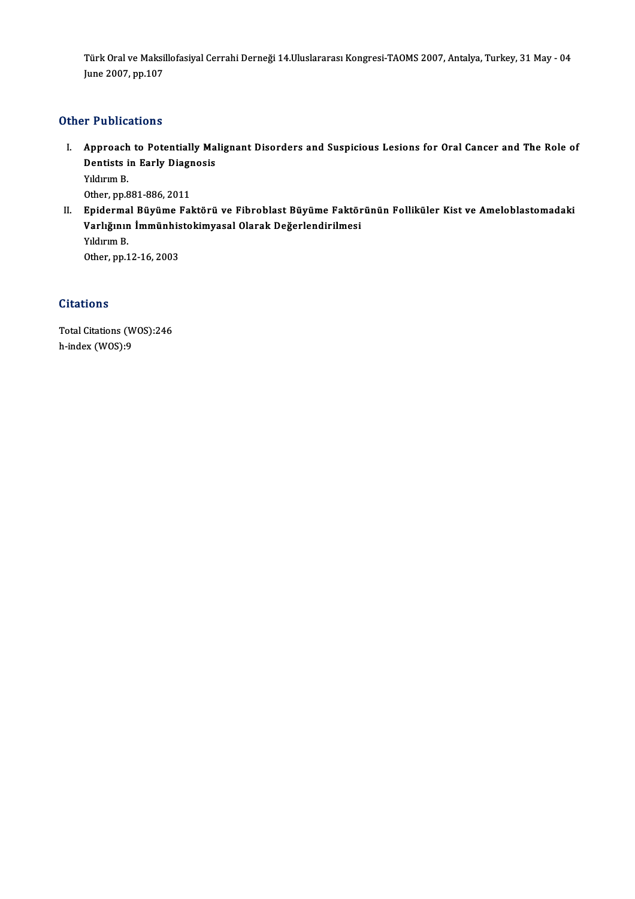Türk Oral ve Maksillofasiyal Cerrahi Derneği 14.Uluslararası Kongresi-TAOMS 2007, Antalya, Turkey, 31 May - 04 June 2007, pp.107

## Other Publications

I. **Approach to Potentially Malignant Disorders and Suspicious Lesions for Oral Cancer and The Role of Dentists in Early Diagnosis**
   Yıldırım B.
   Other, pp.881-886, 2011

II. **Epidermal Büyüme Faktörü ve Fibroblast Büyüme Faktörünün Folliküler Kist ve Ameloblastomadaki Varlığının İmmünhistokimyasal Olarak Değerlendirilmesi**
   Yıldırım B.
   Other, pp.12-16, 2003

## Citations

Total Citations (WOS):246
h-index (WOS):9